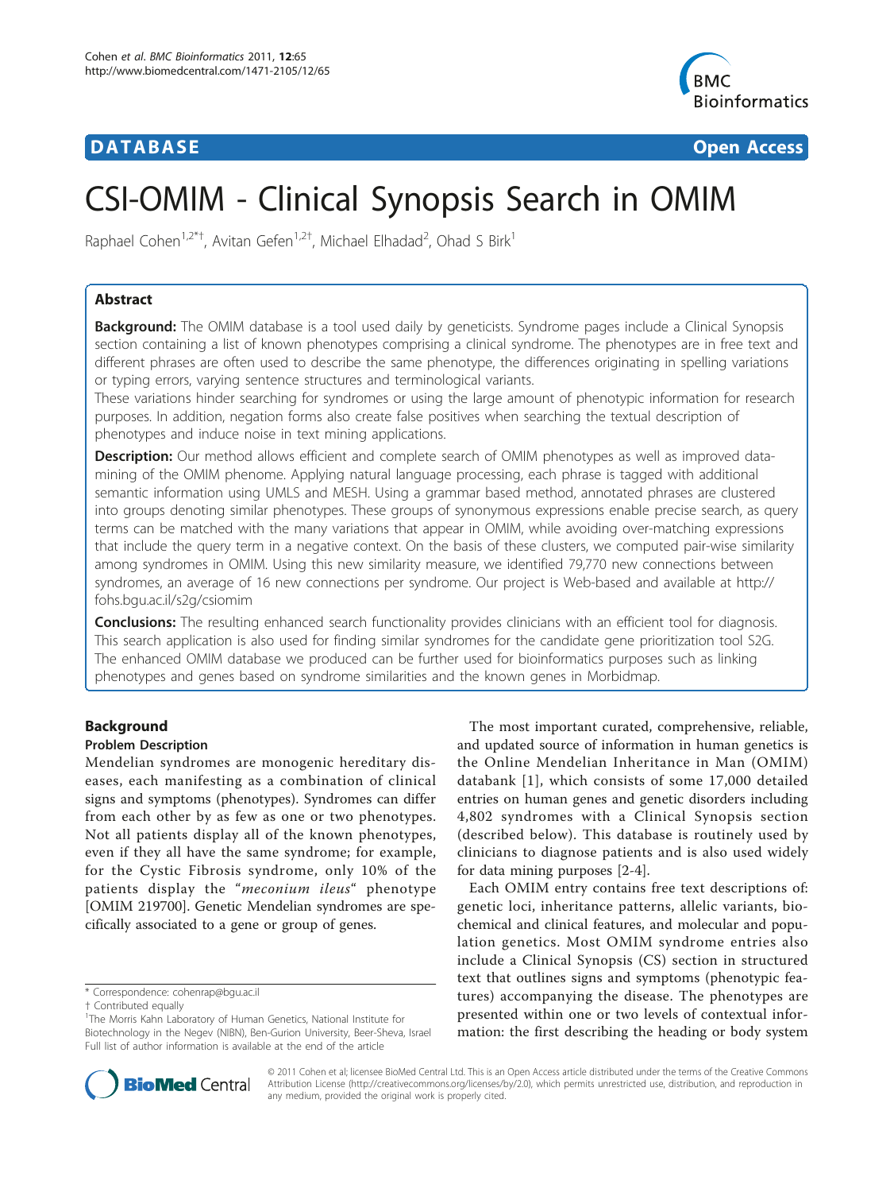**DATABASE** **Open Access**

# CSI-OMIM - Clinical Synopsis Search in OMIM

Raphael Cohen[1,2*†], Avitan Gefen[1,2†], Michael Elhadad[2], Ohad S Birk[1]

## Abstract

**Background:** The OMIM database is a tool used daily by geneticists. Syndrome pages include a Clinical Synopsis section containing a list of known phenotypes comprising a clinical syndrome. The phenotypes are in free text and different phrases are often used to describe the same phenotype, the differences originating in spelling variations or typing errors, varying sentence structures and terminological variants.

These variations hinder searching for syndromes or using the large amount of phenotypic information for research purposes. In addition, negation forms also create false positives when searching the textual description of phenotypes and induce noise in text mining applications.

**Description:** Our method allows efficient and complete search of OMIM phenotypes as well as improved data-mining of the OMIM phenome. Applying natural language processing, each phrase is tagged with additional semantic information using UMLS and MESH. Using a grammar based method, annotated phrases are clustered into groups denoting similar phenotypes. These groups of synonymous expressions enable precise search, as query terms can be matched with the many variations that appear in OMIM, while avoiding over-matching expressions that include the query term in a negative context. On the basis of these clusters, we computed pair-wise similarity among syndromes in OMIM. Using this new similarity measure, we identified 79,770 new connections between syndromes, an average of 16 new connections per syndrome. Our project is Web-based and available at http://fohs.bgu.ac.il/s2g/csiomim

**Conclusions:** The resulting enhanced search functionality provides clinicians with an efficient tool for diagnosis. This search application is also used for finding similar syndromes for the candidate gene prioritization tool S2G. The enhanced OMIM database we produced can be further used for bioinformatics purposes such as linking phenotypes and genes based on syndrome similarities and the known genes in Morbidmap.

## Background

### Problem Description

Mendelian syndromes are monogenic hereditary diseases, each manifesting as a combination of clinical signs and symptoms (phenotypes). Syndromes can differ from each other by as few as one or two phenotypes. Not all patients display all of the known phenotypes, even if they all have the same syndrome; for example, for the Cystic Fibrosis syndrome, only 10% of the patients display the "*meconium ileus*" phenotype [OMIM 219700]. Genetic Mendelian syndromes are specifically associated to a gene or group of genes.

The most important curated, comprehensive, reliable, and updated source of information in human genetics is the Online Mendelian Inheritance in Man (OMIM) databank [1], which consists of some 17,000 detailed entries on human genes and genetic disorders including 4,802 syndromes with a Clinical Synopsis section (described below). This database is routinely used by clinicians to diagnose patients and is also used widely for data mining purposes [2-4].

Each OMIM entry contains free text descriptions of: genetic loci, inheritance patterns, allelic variants, biochemical and clinical features, and molecular and population genetics. Most OMIM syndrome entries also include a Clinical Synopsis (CS) section in structured text that outlines signs and symptoms (phenotypic features) accompanying the disease. The phenotypes are presented within one or two levels of contextual information: the first describing the heading or body system

\* Correspondence: cohenrap@bgu.ac.il
† Contributed equally
[1]The Morris Kahn Laboratory of Human Genetics, National Institute for Biotechnology in the Negev (NIBN), Ben-Gurion University, Beer-Sheva, Israel
Full list of author information is available at the end of the article

© 2011 Cohen et al; licensee BioMed Central Ltd. This is an Open Access article distributed under the terms of the Creative Commons Attribution License (http://creativecommons.org/licenses/by/2.0), which permits unrestricted use, distribution, and reproduction in any medium, provided the original work is properly cited.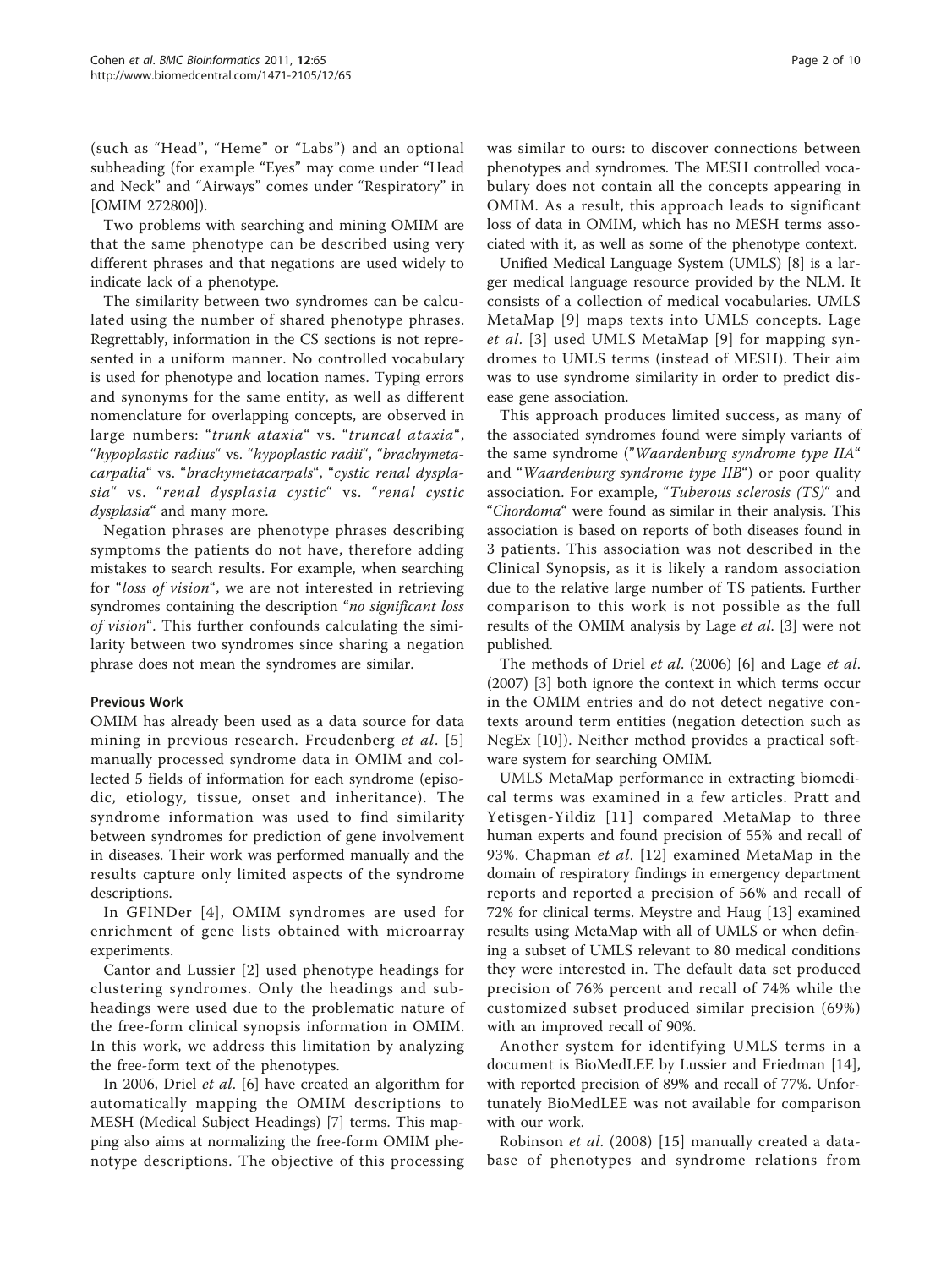(such as "Head", "Heme" or "Labs") and an optional subheading (for example "Eyes" may come under "Head and Neck" and "Airways" comes under "Respiratory" in [OMIM 272800]).

Two problems with searching and mining OMIM are that the same phenotype can be described using very different phrases and that negations are used widely to indicate lack of a phenotype.

The similarity between two syndromes can be calculated using the number of shared phenotype phrases. Regrettably, information in the CS sections is not represented in a uniform manner. No controlled vocabulary is used for phenotype and location names. Typing errors and synonyms for the same entity, as well as different nomenclature for overlapping concepts, are observed in large numbers: "*trunk ataxia*" vs. "*truncal ataxia*", "*hypoplastic radius*" vs. "*hypoplastic radii*", "*brachymetacarpalia*" vs. "*brachymetacarpals*", "*cystic renal dysplasia*" vs. "*renal dysplasia cystic*" vs. "*renal cystic dysplasia*" and many more.

Negation phrases are phenotype phrases describing symptoms the patients do not have, therefore adding mistakes to search results. For example, when searching for "*loss of vision*", we are not interested in retrieving syndromes containing the description "*no significant loss of vision*". This further confounds calculating the similarity between two syndromes since sharing a negation phrase does not mean the syndromes are similar.

### Previous Work

OMIM has already been used as a data source for data mining in previous research. Freudenberg *et al*. [5] manually processed syndrome data in OMIM and collected 5 fields of information for each syndrome (episodic, etiology, tissue, onset and inheritance). The syndrome information was used to find similarity between syndromes for prediction of gene involvement in diseases. Their work was performed manually and the results capture only limited aspects of the syndrome descriptions.

In GFINDer [4], OMIM syndromes are used for enrichment of gene lists obtained with microarray experiments.

Cantor and Lussier [2] used phenotype headings for clustering syndromes. Only the headings and subheadings were used due to the problematic nature of the free-form clinical synopsis information in OMIM. In this work, we address this limitation by analyzing the free-form text of the phenotypes.

In 2006, Driel *et al*. [6] have created an algorithm for automatically mapping the OMIM descriptions to MESH (Medical Subject Headings) [7] terms. This mapping also aims at normalizing the free-form OMIM phenotype descriptions. The objective of this processing was similar to ours: to discover connections between phenotypes and syndromes. The MESH controlled vocabulary does not contain all the concepts appearing in OMIM. As a result, this approach leads to significant loss of data in OMIM, which has no MESH terms associated with it, as well as some of the phenotype context.

Unified Medical Language System (UMLS) [8] is a larger medical language resource provided by the NLM. It consists of a collection of medical vocabularies. UMLS MetaMap [9] maps texts into UMLS concepts. Lage *et al*. [3] used UMLS MetaMap [9] for mapping syndromes to UMLS terms (instead of MESH). Their aim was to use syndrome similarity in order to predict disease gene association.

This approach produces limited success, as many of the associated syndromes found were simply variants of the same syndrome ("*Waardenburg syndrome type IIA*" and "*Waardenburg syndrome type IIB*") or poor quality association. For example, "*Tuberous sclerosis (TS)*" and "*Chordoma*" were found as similar in their analysis. This association is based on reports of both diseases found in 3 patients. This association was not described in the Clinical Synopsis, as it is likely a random association due to the relative large number of TS patients. Further comparison to this work is not possible as the full results of the OMIM analysis by Lage *et al*. [3] were not published.

The methods of Driel *et al*. (2006) [6] and Lage *et al*. (2007) [3] both ignore the context in which terms occur in the OMIM entries and do not detect negative contexts around term entities (negation detection such as NegEx [10]). Neither method provides a practical software system for searching OMIM.

UMLS MetaMap performance in extracting biomedical terms was examined in a few articles. Pratt and Yetisgen-Yildiz [11] compared MetaMap to three human experts and found precision of 55% and recall of 93%. Chapman *et al*. [12] examined MetaMap in the domain of respiratory findings in emergency department reports and reported a precision of 56% and recall of 72% for clinical terms. Meystre and Haug [13] examined results using MetaMap with all of UMLS or when defining a subset of UMLS relevant to 80 medical conditions they were interested in. The default data set produced precision of 76% percent and recall of 74% while the customized subset produced similar precision (69%) with an improved recall of 90%.

Another system for identifying UMLS terms in a document is BioMedLEE by Lussier and Friedman [14], with reported precision of 89% and recall of 77%. Unfortunately BioMedLEE was not available for comparison with our work.

Robinson *et al*. (2008) [15] manually created a database of phenotypes and syndrome relations from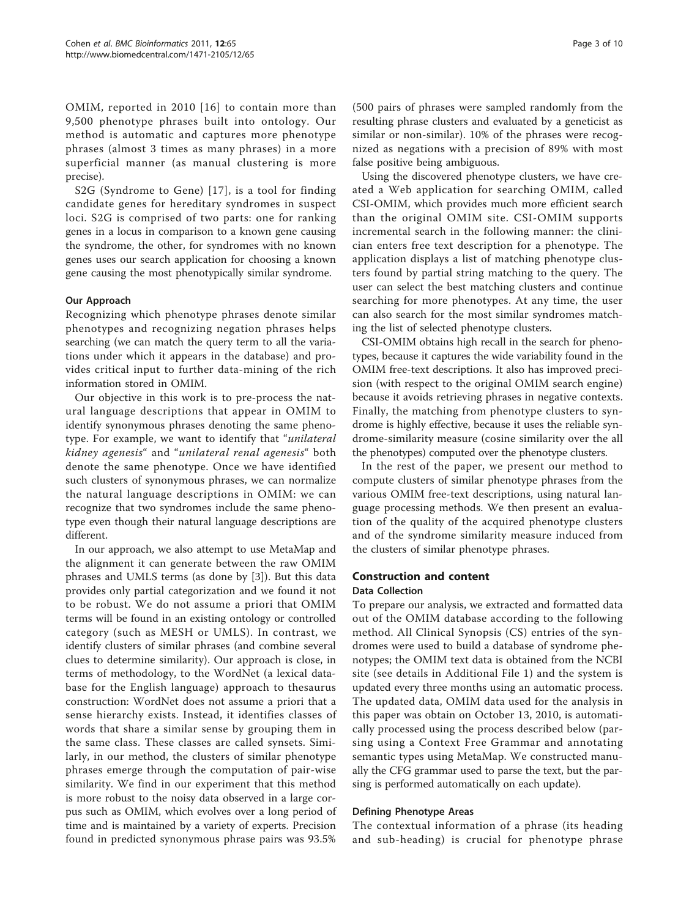OMIM, reported in 2010 [16] to contain more than 9,500 phenotype phrases built into ontology. Our method is automatic and captures more phenotype phrases (almost 3 times as many phrases) in a more superficial manner (as manual clustering is more precise).

S2G (Syndrome to Gene) [17], is a tool for finding candidate genes for hereditary syndromes in suspect loci. S2G is comprised of two parts: one for ranking genes in a locus in comparison to a known gene causing the syndrome, the other, for syndromes with no known genes uses our search application for choosing a known gene causing the most phenotypically similar syndrome.

### Our Approach

Recognizing which phenotype phrases denote similar phenotypes and recognizing negation phrases helps searching (we can match the query term to all the variations under which it appears in the database) and provides critical input to further data-mining of the rich information stored in OMIM.

Our objective in this work is to pre-process the natural language descriptions that appear in OMIM to identify synonymous phrases denoting the same phenotype. For example, we want to identify that "*unilateral kidney agenesis*" and "*unilateral renal agenesis*" both denote the same phenotype. Once we have identified such clusters of synonymous phrases, we can normalize the natural language descriptions in OMIM: we can recognize that two syndromes include the same phenotype even though their natural language descriptions are different.

In our approach, we also attempt to use MetaMap and the alignment it can generate between the raw OMIM phrases and UMLS terms (as done by [3]). But this data provides only partial categorization and we found it not to be robust. We do not assume a priori that OMIM terms will be found in an existing ontology or controlled category (such as MESH or UMLS). In contrast, we identify clusters of similar phrases (and combine several clues to determine similarity). Our approach is close, in terms of methodology, to the WordNet (a lexical database for the English language) approach to thesaurus construction: WordNet does not assume a priori that a sense hierarchy exists. Instead, it identifies classes of words that share a similar sense by grouping them in the same class. These classes are called synsets. Similarly, in our method, the clusters of similar phenotype phrases emerge through the computation of pair-wise similarity. We find in our experiment that this method is more robust to the noisy data observed in a large corpus such as OMIM, which evolves over a long period of time and is maintained by a variety of experts. Precision found in predicted synonymous phrase pairs was 93.5% (500 pairs of phrases were sampled randomly from the resulting phrase clusters and evaluated by a geneticist as similar or non-similar). 10% of the phrases were recognized as negations with a precision of 89% with most false positive being ambiguous.

Using the discovered phenotype clusters, we have created a Web application for searching OMIM, called CSI-OMIM, which provides much more efficient search than the original OMIM site. CSI-OMIM supports incremental search in the following manner: the clinician enters free text description for a phenotype. The application displays a list of matching phenotype clusters found by partial string matching to the query. The user can select the best matching clusters and continue searching for more phenotypes. At any time, the user can also search for the most similar syndromes matching the list of selected phenotype clusters.

CSI-OMIM obtains high recall in the search for phenotypes, because it captures the wide variability found in the OMIM free-text descriptions. It also has improved precision (with respect to the original OMIM search engine) because it avoids retrieving phrases in negative contexts. Finally, the matching from phenotype clusters to syndrome is highly effective, because it uses the reliable syndrome-similarity measure (cosine similarity over the all the phenotypes) computed over the phenotype clusters.

In the rest of the paper, we present our method to compute clusters of similar phenotype phrases from the various OMIM free-text descriptions, using natural language processing methods. We then present an evaluation of the quality of the acquired phenotype clusters and of the syndrome similarity measure induced from the clusters of similar phenotype phrases.

## Construction and content

### Data Collection

To prepare our analysis, we extracted and formatted data out of the OMIM database according to the following method. All Clinical Synopsis (CS) entries of the syndromes were used to build a database of syndrome phenotypes; the OMIM text data is obtained from the NCBI site (see details in Additional File 1) and the system is updated every three months using an automatic process. The updated data, OMIM data used for the analysis in this paper was obtain on October 13, 2010, is automatically processed using the process described below (parsing using a Context Free Grammar and annotating semantic types using MetaMap. We constructed manually the CFG grammar used to parse the text, but the parsing is performed automatically on each update).

### Defining Phenotype Areas

The contextual information of a phrase (its heading and sub-heading) is crucial for phenotype phrase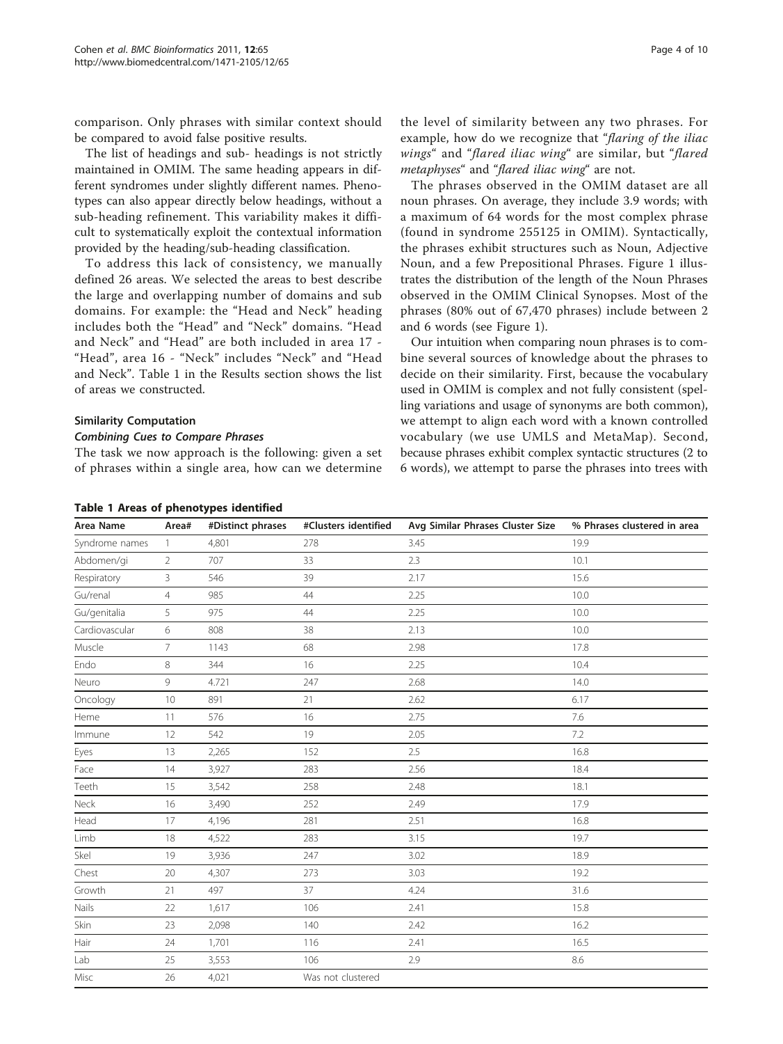comparison. Only phrases with similar context should be compared to avoid false positive results.

The list of headings and sub- headings is not strictly maintained in OMIM. The same heading appears in different syndromes under slightly different names. Phenotypes can also appear directly below headings, without a sub-heading refinement. This variability makes it difficult to systematically exploit the contextual information provided by the heading/sub-heading classification.

To address this lack of consistency, we manually defined 26 areas. We selected the areas to best describe the large and overlapping number of domains and sub domains. For example: the "Head and Neck" heading includes both the "Head" and "Neck" domains. "Head and Neck" and "Head" are both included in area 17 - "Head", area 16 - "Neck" includes "Neck" and "Head and Neck". Table 1 in the Results section shows the list of areas we constructed.

### Similarity Computation

#### *Combining Cues to Compare Phrases*

The task we now approach is the following: given a set of phrases within a single area, how can we determine the level of similarity between any two phrases. For example, how do we recognize that "*flaring of the iliac wings*" and "*flared iliac wing*" are similar, but "*flared metaphyses*" and "*flared iliac wing*" are not.

The phrases observed in the OMIM dataset are all noun phrases. On average, they include 3.9 words; with a maximum of 64 words for the most complex phrase (found in syndrome 255125 in OMIM). Syntactically, the phrases exhibit structures such as Noun, Adjective Noun, and a few Prepositional Phrases. Figure 1 illustrates the distribution of the length of the Noun Phrases observed in the OMIM Clinical Synopses. Most of the phrases (80% out of 67,470 phrases) include between 2 and 6 words (see Figure 1).

Our intuition when comparing noun phrases is to combine several sources of knowledge about the phrases to decide on their similarity. First, because the vocabulary used in OMIM is complex and not fully consistent (spelling variations and usage of synonyms are both common), we attempt to align each word with a known controlled vocabulary (we use UMLS and MetaMap). Second, because phrases exhibit complex syntactic structures (2 to 6 words), we attempt to parse the phrases into trees with

**Table 1 Areas of phenotypes identified**

| Area Name | Area# | #Distinct phrases | #Clusters identified | Avg Similar Phrases Cluster Size | % Phrases clustered in area |
|---|---|---|---|---|---|
| Syndrome names | 1 | 4,801 | 278 | 3.45 | 19.9 |
| Abdomen/gi | 2 | 707 | 33 | 2.3 | 10.1 |
| Respiratory | 3 | 546 | 39 | 2.17 | 15.6 |
| Gu/renal | 4 | 985 | 44 | 2.25 | 10.0 |
| Gu/genitalia | 5 | 975 | 44 | 2.25 | 10.0 |
| Cardiovascular | 6 | 808 | 38 | 2.13 | 10.0 |
| Muscle | 7 | 1143 | 68 | 2.98 | 17.8 |
| Endo | 8 | 344 | 16 | 2.25 | 10.4 |
| Neuro | 9 | 4.721 | 247 | 2.68 | 14.0 |
| Oncology | 10 | 891 | 21 | 2.62 | 6.17 |
| Heme | 11 | 576 | 16 | 2.75 | 7.6 |
| Immune | 12 | 542 | 19 | 2.05 | 7.2 |
| Eyes | 13 | 2,265 | 152 | 2.5 | 16.8 |
| Face | 14 | 3,927 | 283 | 2.56 | 18.4 |
| Teeth | 15 | 3,542 | 258 | 2.48 | 18.1 |
| Neck | 16 | 3,490 | 252 | 2.49 | 17.9 |
| Head | 17 | 4,196 | 281 | 2.51 | 16.8 |
| Limb | 18 | 4,522 | 283 | 3.15 | 19.7 |
| Skel | 19 | 3,936 | 247 | 3.02 | 18.9 |
| Chest | 20 | 4,307 | 273 | 3.03 | 19.2 |
| Growth | 21 | 497 | 37 | 4.24 | 31.6 |
| Nails | 22 | 1,617 | 106 | 2.41 | 15.8 |
| Skin | 23 | 2,098 | 140 | 2.42 | 16.2 |
| Hair | 24 | 1,701 | 116 | 2.41 | 16.5 |
| Lab | 25 | 3,553 | 106 | 2.9 | 8.6 |
| Misc | 26 | 4,021 | Was not clustered | | |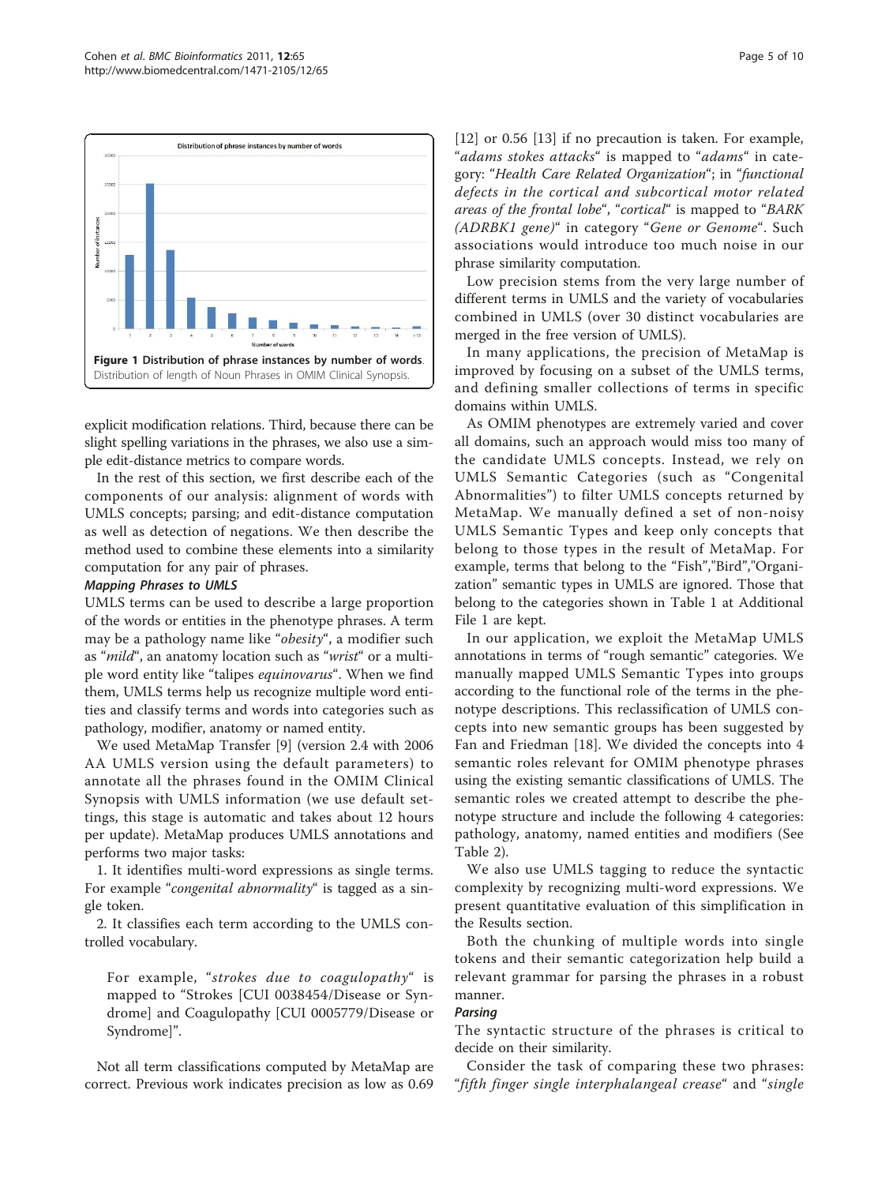**Figure 1 Distribution of phrase instances by number of words**. Distribution of length of Noun Phrases in OMIM Clinical Synopsis.

explicit modification relations. Third, because there can be slight spelling variations in the phrases, we also use a simple edit-distance metrics to compare words.

In the rest of this section, we first describe each of the components of our analysis: alignment of words with UMLS concepts; parsing; and edit-distance computation as well as detection of negations. We then describe the method used to combine these elements into a similarity computation for any pair of phrases.

### Mapping Phrases to UMLS

UMLS terms can be used to describe a large proportion of the words or entities in the phenotype phrases. A term may be a pathology name like "*obesity*", a modifier such as "*mild*", an anatomy location such as "*wrist*" or a multiple word entity like "talipes *equinovarus*". When we find them, UMLS terms help us recognize multiple word entities and classify terms and words into categories such as pathology, modifier, anatomy or named entity.

We used MetaMap Transfer [9] (version 2.4 with 2006 AA UMLS version using the default parameters) to annotate all the phrases found in the OMIM Clinical Synopsis with UMLS information (we use default settings, this stage is automatic and takes about 12 hours per update). MetaMap produces UMLS annotations and performs two major tasks:

1. It identifies multi-word expressions as single terms. For example "*congenital abnormality*" is tagged as a single token.

2. It classifies each term according to the UMLS controlled vocabulary.

> For example, "*strokes due to coagulopathy*" is mapped to "Strokes [CUI 0038454/Disease or Syndrome] and Coagulopathy [CUI 0005779/Disease or Syndrome]".

Not all term classifications computed by MetaMap are correct. Previous work indicates precision as low as 0.69 [12] or 0.56 [13] if no precaution is taken. For example, "*adams stokes attacks*" is mapped to "*adams*" in category: "*Health Care Related Organization*"; in "*functional defects in the cortical and subcortical motor related areas of the frontal lobe*", "*cortical*" is mapped to "*BARK (ADRBK1 gene)*" in category "*Gene or Genome*". Such associations would introduce too much noise in our phrase similarity computation.

Low precision stems from the very large number of different terms in UMLS and the variety of vocabularies combined in UMLS (over 30 distinct vocabularies are merged in the free version of UMLS).

In many applications, the precision of MetaMap is improved by focusing on a subset of the UMLS terms, and defining smaller collections of terms in specific domains within UMLS.

As OMIM phenotypes are extremely varied and cover all domains, such an approach would miss too many of the candidate UMLS concepts. Instead, we rely on UMLS Semantic Categories (such as "Congenital Abnormalities") to filter UMLS concepts returned by MetaMap. We manually defined a set of non-noisy UMLS Semantic Types and keep only concepts that belong to those types in the result of MetaMap. For example, terms that belong to the "Fish","Bird","Organization" semantic types in UMLS are ignored. Those that belong to the categories shown in Table 1 at Additional File 1 are kept.

In our application, we exploit the MetaMap UMLS annotations in terms of "rough semantic" categories. We manually mapped UMLS Semantic Types into groups according to the functional role of the terms in the phenotype descriptions. This reclassification of UMLS concepts into new semantic groups has been suggested by Fan and Friedman [18]. We divided the concepts into 4 semantic roles relevant for OMIM phenotype phrases using the existing semantic classifications of UMLS. The semantic roles we created attempt to describe the phenotype structure and include the following 4 categories: pathology, anatomy, named entities and modifiers (See Table 2).

We also use UMLS tagging to reduce the syntactic complexity by recognizing multi-word expressions. We present quantitative evaluation of this simplification in the Results section.

Both the chunking of multiple words into single tokens and their semantic categorization help build a relevant grammar for parsing the phrases in a robust manner.

### Parsing

The syntactic structure of the phrases is critical to decide on their similarity.

Consider the task of comparing these two phrases: "*fifth finger single interphalangeal crease*" and "*single*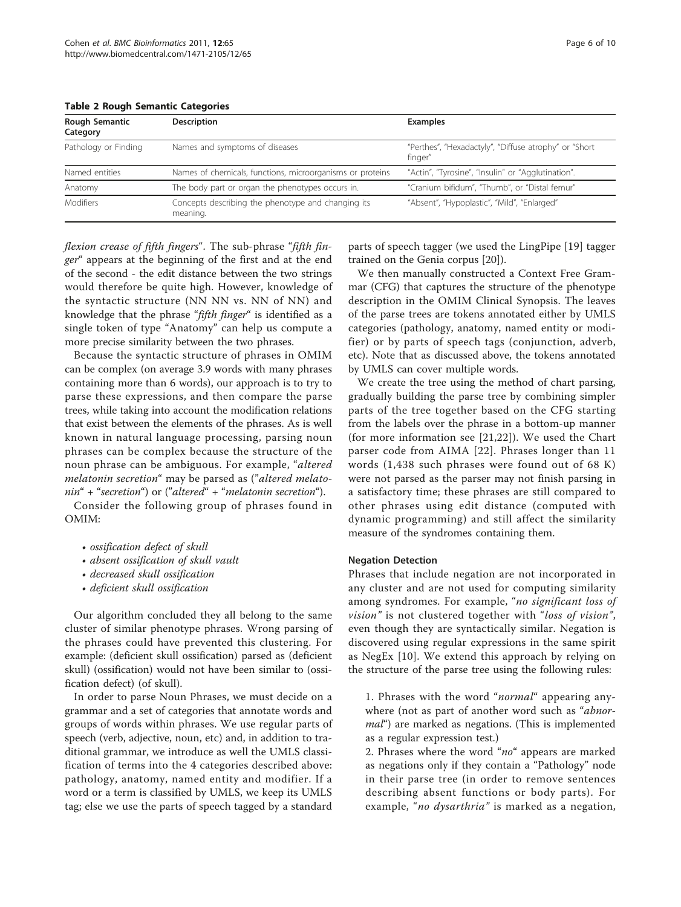**Table 2 Rough Semantic Categories**

| Rough Semantic Category | Description | Examples |
|---|---|---|
| Pathology or Finding | Names and symptoms of diseases | "Perthes", "Hexadactyly", "Diffuse atrophy" or "Short finger" |
| Named entities | Names of chemicals, functions, microorganisms or proteins | "Actin", "Tyrosine", "Insulin" or "Agglutination". |
| Anatomy | The body part or organ the phenotypes occurs in. | "Cranium bifidum", "Thumb", or "Distal femur" |
| Modifiers | Concepts describing the phenotype and changing its meaning. | "Absent", "Hypoplastic", "Mild", "Enlarged" |

*flexion crease of fifth fingers*". The sub-phrase "*fifth finger*" appears at the beginning of the first and at the end of the second - the edit distance between the two strings would therefore be quite high. However, knowledge of the syntactic structure (NN NN vs. NN of NN) and knowledge that the phrase "*fifth finger*" is identified as a single token of type "Anatomy" can help us compute a more precise similarity between the two phrases.

Because the syntactic structure of phrases in OMIM can be complex (on average 3.9 words with many phrases containing more than 6 words), our approach is to try to parse these expressions, and then compare the parse trees, while taking into account the modification relations that exist between the elements of the phrases. As is well known in natural language processing, parsing noun phrases can be complex because the structure of the noun phrase can be ambiguous. For example, "*altered melatonin secretion*" may be parsed as ("*altered melatonin*" + "*secretion*") or ("*altered*" + "*melatonin secretion*").

Consider the following group of phrases found in OMIM:

- *ossification defect of skull*
- *absent ossification of skull vault*
- *decreased skull ossification*
- *deficient skull ossification*

Our algorithm concluded they all belong to the same cluster of similar phenotype phrases. Wrong parsing of the phrases could have prevented this clustering. For example: (deficient skull ossification) parsed as (deficient skull) (ossification) would not have been similar to (ossification defect) (of skull).

In order to parse Noun Phrases, we must decide on a grammar and a set of categories that annotate words and groups of words within phrases. We use regular parts of speech (verb, adjective, noun, etc) and, in addition to traditional grammar, we introduce as well the UMLS classification of terms into the 4 categories described above: pathology, anatomy, named entity and modifier. If a word or a term is classified by UMLS, we keep its UMLS tag; else we use the parts of speech tagged by a standard parts of speech tagger (we used the LingPipe [19] tagger trained on the Genia corpus [20]).

We then manually constructed a Context Free Grammar (CFG) that captures the structure of the phenotype description in the OMIM Clinical Synopsis. The leaves of the parse trees are tokens annotated either by UMLS categories (pathology, anatomy, named entity or modifier) or by parts of speech tags (conjunction, adverb, etc). Note that as discussed above, the tokens annotated by UMLS can cover multiple words.

We create the tree using the method of chart parsing, gradually building the parse tree by combining simpler parts of the tree together based on the CFG starting from the labels over the phrase in a bottom-up manner (for more information see [21,22]). We used the Chart parser code from AIMA [22]. Phrases longer than 11 words (1,438 such phrases were found out of 68 K) were not parsed as the parser may not finish parsing in a satisfactory time; these phrases are still compared to other phrases using edit distance (computed with dynamic programming) and still affect the similarity measure of the syndromes containing them.

#### Negation Detection

Phrases that include negation are not incorporated in any cluster and are not used for computing similarity among syndromes. For example, "*no significant loss of vision*" is not clustered together with "*loss of vision*", even though they are syntactically similar. Negation is discovered using regular expressions in the same spirit as NegEx [10]. We extend this approach by relying on the structure of the parse tree using the following rules:

1. Phrases with the word "*normal*" appearing anywhere (not as part of another word such as "*abnormal*") are marked as negations. (This is implemented as a regular expression test.)
2. Phrases where the word "*no*" appears are marked as negations only if they contain a "Pathology" node in their parse tree (in order to remove sentences describing absent functions or body parts). For example, "*no dysarthria*" is marked as a negation,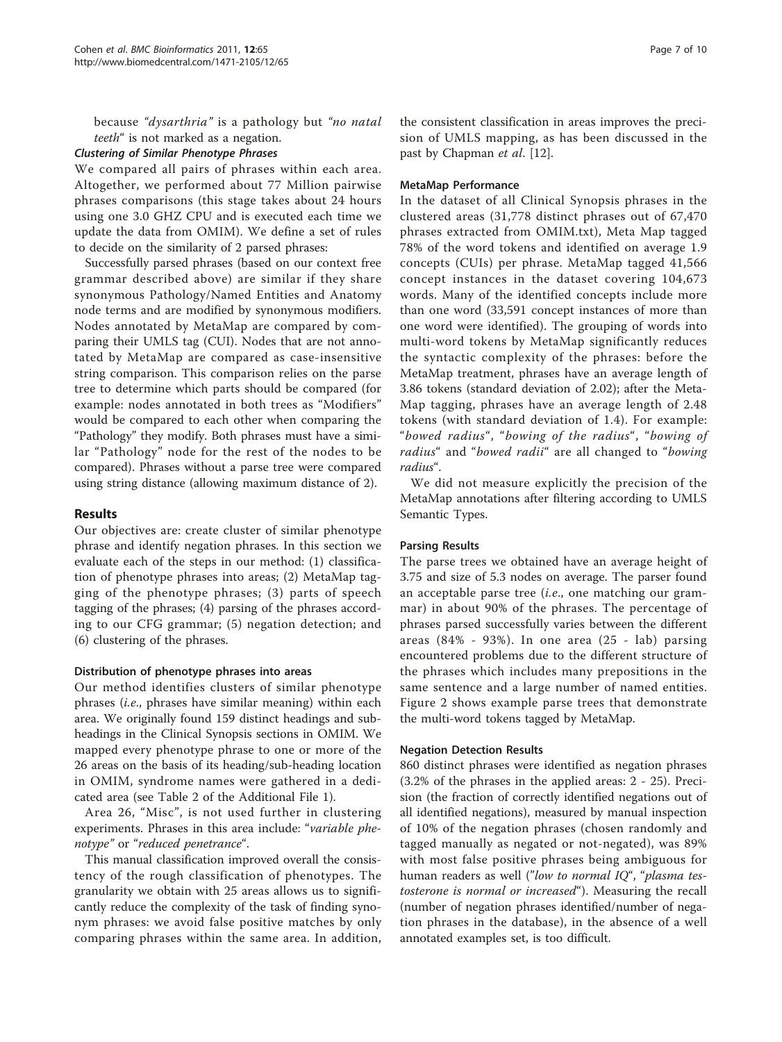because *"dysarthria"* is a pathology but *"no natal teeth"* is not marked as a negation.

#### *Clustering of Similar Phenotype Phrases*

We compared all pairs of phrases within each area. Altogether, we performed about 77 Million pairwise phrases comparisons (this stage takes about 24 hours using one 3.0 GHZ CPU and is executed each time we update the data from OMIM). We define a set of rules to decide on the similarity of 2 parsed phrases:

Successfully parsed phrases (based on our context free grammar described above) are similar if they share synonymous Pathology/Named Entities and Anatomy node terms and are modified by synonymous modifiers. Nodes annotated by MetaMap are compared by comparing their UMLS tag (CUI). Nodes that are not annotated by MetaMap are compared as case-insensitive string comparison. This comparison relies on the parse tree to determine which parts should be compared (for example: nodes annotated in both trees as "Modifiers" would be compared to each other when comparing the "Pathology" they modify. Both phrases must have a similar "Pathology" node for the rest of the nodes to be compared). Phrases without a parse tree were compared using string distance (allowing maximum distance of 2).

## Results

Our objectives are: create cluster of similar phenotype phrase and identify negation phrases. In this section we evaluate each of the steps in our method: (1) classification of phenotype phrases into areas; (2) MetaMap tagging of the phenotype phrases; (3) parts of speech tagging of the phrases; (4) parsing of the phrases according to our CFG grammar; (5) negation detection; and (6) clustering of the phrases.

### Distribution of phenotype phrases into areas

Our method identifies clusters of similar phenotype phrases (*i.e.*, phrases have similar meaning) within each area. We originally found 159 distinct headings and subheadings in the Clinical Synopsis sections in OMIM. We mapped every phenotype phrase to one or more of the 26 areas on the basis of its heading/sub-heading location in OMIM, syndrome names were gathered in a dedicated area (see Table 2 of the Additional File 1).

Area 26, "Misc", is not used further in clustering experiments. Phrases in this area include: "*variable phenotype*" or "*reduced penetrance*".

This manual classification improved overall the consistency of the rough classification of phenotypes. The granularity we obtain with 25 areas allows us to significantly reduce the complexity of the task of finding synonym phrases: we avoid false positive matches by only comparing phrases within the same area. In addition, the consistent classification in areas improves the precision of UMLS mapping, as has been discussed in the past by Chapman *et al*. [12].

### MetaMap Performance

In the dataset of all Clinical Synopsis phrases in the clustered areas (31,778 distinct phrases out of 67,470 phrases extracted from OMIM.txt), Meta Map tagged 78% of the word tokens and identified on average 1.9 concepts (CUIs) per phrase. MetaMap tagged 41,566 concept instances in the dataset covering 104,673 words. Many of the identified concepts include more than one word (33,591 concept instances of more than one word were identified). The grouping of words into multi-word tokens by MetaMap significantly reduces the syntactic complexity of the phrases: before the MetaMap treatment, phrases have an average length of 3.86 tokens (standard deviation of 2.02); after the MetaMap tagging, phrases have an average length of 2.48 tokens (with standard deviation of 1.4). For example: "*bowed radius*", "*bowing of the radius*", "*bowing of radius*" and "*bowed radii*" are all changed to "*bowing radius*".

We did not measure explicitly the precision of the MetaMap annotations after filtering according to UMLS Semantic Types.

### Parsing Results

The parse trees we obtained have an average height of 3.75 and size of 5.3 nodes on average. The parser found an acceptable parse tree (*i.e.*, one matching our grammar) in about 90% of the phrases. The percentage of phrases parsed successfully varies between the different areas (84% - 93%). In one area (25 - lab) parsing encountered problems due to the different structure of the phrases which includes many prepositions in the same sentence and a large number of named entities. Figure 2 shows example parse trees that demonstrate the multi-word tokens tagged by MetaMap.

### Negation Detection Results

860 distinct phrases were identified as negation phrases (3.2% of the phrases in the applied areas: 2 - 25). Precision (the fraction of correctly identified negations out of all identified negations), measured by manual inspection of 10% of the negation phrases (chosen randomly and tagged manually as negated or not-negated), was 89% with most false positive phrases being ambiguous for human readers as well ("*low to normal IQ*", "*plasma testosterone is normal or increased*"). Measuring the recall (number of negation phrases identified/number of negation phrases in the database), in the absence of a well annotated examples set, is too difficult.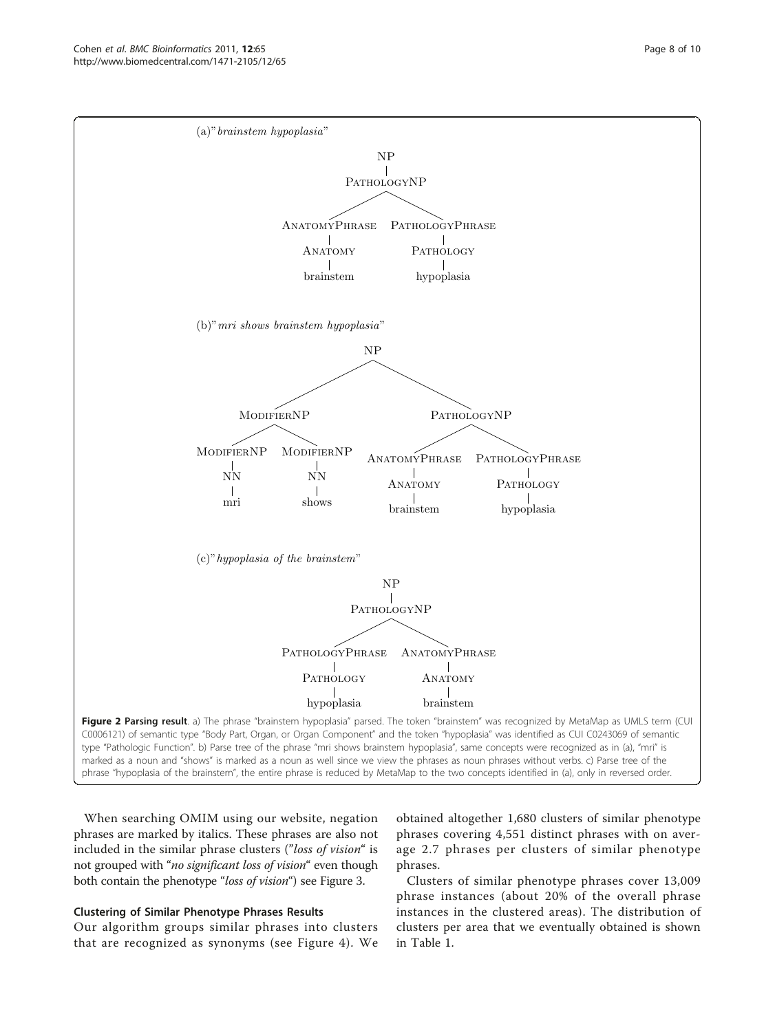(a)"*brainstem hypoplasia*"

```
NP
└── PathologyNP
    ├── AnatomyPhrase
    │   └── Anatomy
    │       └── brainstem
    └── PathologyPhrase
        └── Pathology
            └── hypoplasia
```

(b)"*mri shows brainstem hypoplasia*"

```
NP
├── ModifierNP
│   ├── ModifierNP
│   │   └── NN
│   │       └── mri
│   └── ModifierNP
│       └── NN
│           └── shows
└── PathologyNP
    ├── AnatomyPhrase
    │   └── Anatomy
    │       └── brainstem
    └── PathologyPhrase
        └── Pathology
            └── hypoplasia
```

(c)"*hypoplasia of the brainstem*"

```
NP
└── PathologyNP
    ├── PathologyPhrase
    │   └── Pathology
    │       └── hypoplasia
    └── AnatomyPhrase
        └── Anatomy
            └── brainstem
```

**Figure 2 Parsing result**. a) The phrase "brainstem hypoplasia" parsed. The token "brainstem" was recognized by MetaMap as UMLS term (CUI C0006121) of semantic type "Body Part, Organ, or Organ Component" and the token "hypoplasia" was identified as CUI C0243069 of semantic type "Pathologic Function". b) Parse tree of the phrase "mri shows brainstem hypoplasia", same concepts were recognized as in (a), "mri" is marked as a noun and "shows" is marked as a noun as well since we view the phrases as noun phrases without verbs. c) Parse tree of the phrase "hypoplasia of the brainstem", the entire phrase is reduced by MetaMap to the two concepts identified in (a), only in reversed order.

When searching OMIM using our website, negation phrases are marked by italics. These phrases are also not included in the similar phrase clusters ("*loss of vision*" is not grouped with "*no significant loss of vision*" even though both contain the phenotype "*loss of vision*") see Figure 3.

### Clustering of Similar Phenotype Phrases Results

Our algorithm groups similar phrases into clusters that are recognized as synonyms (see Figure 4). We obtained altogether 1,680 clusters of similar phenotype phrases covering 4,551 distinct phrases with on average 2.7 phrases per clusters of similar phenotype phrases.

Clusters of similar phenotype phrases cover 13,009 phrase instances (about 20% of the overall phrase instances in the clustered areas). The distribution of clusters per area that we eventually obtained is shown in Table 1.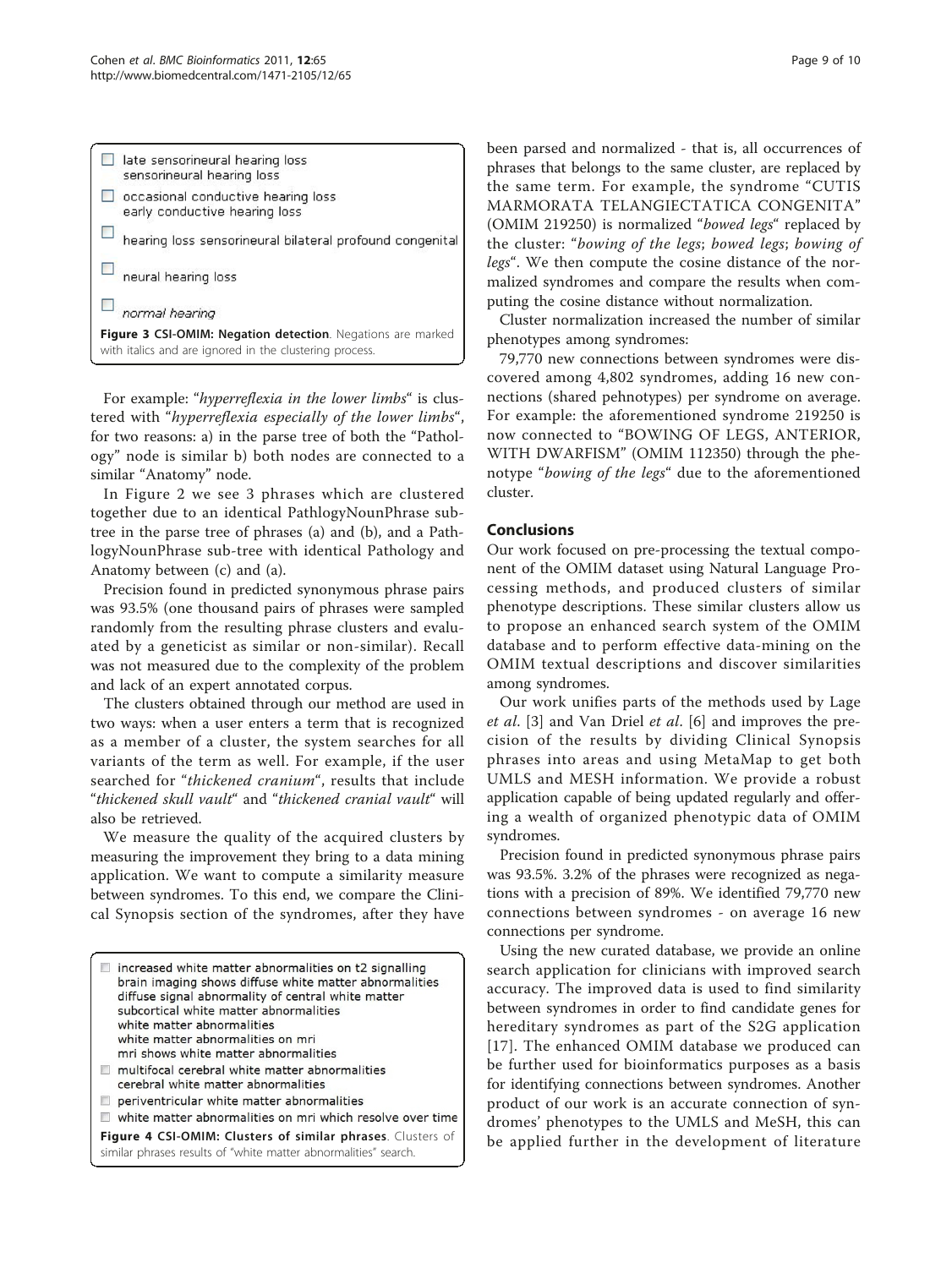- late sensorineural hearing loss
  sensorineural hearing loss
- occasional conductive hearing loss
  early conductive hearing loss
- hearing loss sensorineural bilateral profound congenital
- neural hearing loss
- *normal hearing*

**Figure 3 CSI-OMIM: Negation detection**. Negations are marked with italics and are ignored in the clustering process.

For example: "*hyperreflexia in the lower limbs*" is clustered with "*hyperreflexia especially of the lower limbs*", for two reasons: a) in the parse tree of both the "Pathology" node is similar b) both nodes are connected to a similar "Anatomy" node.

In Figure 2 we see 3 phrases which are clustered together due to an identical PathlogyNounPhrase subtree in the parse tree of phrases (a) and (b), and a PathlogyNounPhrase sub-tree with identical Pathology and Anatomy between (c) and (a).

Precision found in predicted synonymous phrase pairs was 93.5% (one thousand pairs of phrases were sampled randomly from the resulting phrase clusters and evaluated by a geneticist as similar or non-similar). Recall was not measured due to the complexity of the problem and lack of an expert annotated corpus.

The clusters obtained through our method are used in two ways: when a user enters a term that is recognized as a member of a cluster, the system searches for all variants of the term as well. For example, if the user searched for "*thickened cranium*", results that include "*thickened skull vault*" and "*thickened cranial vault*" will also be retrieved.

We measure the quality of the acquired clusters by measuring the improvement they bring to a data mining application. We want to compute a similarity measure between syndromes. To this end, we compare the Clinical Synopsis section of the syndromes, after they have been parsed and normalized - that is, all occurrences of phrases that belongs to the same cluster, are replaced by the same term. For example, the syndrome "CUTIS MARMORATA TELANGIECTATICA CONGENITA" (OMIM 219250) is normalized "*bowed legs*" replaced by the cluster: "*bowing of the legs*; *bowed legs*; *bowing of legs*". We then compute the cosine distance of the normalized syndromes and compare the results when computing the cosine distance without normalization.

- increased white matter abnormalities on t2 signalling
  brain imaging shows diffuse white matter abnormalities
  diffuse signal abnormality of central white matter
  subcortical white matter abnormalities
  white matter abnormalities
  white matter abnormalities on mri
  mri shows white matter abnormalities
- multifocal cerebral white matter abnormalities
  cerebral white matter abnormalities
- periventricular white matter abnormalities
- white matter abnormalities on mri which resolve over time

**Figure 4 CSI-OMIM: Clusters of similar phrases**. Clusters of similar phrases results of "white matter abnormalities" search.

Cluster normalization increased the number of similar phenotypes among syndromes:

79,770 new connections between syndromes were discovered among 4,802 syndromes, adding 16 new connections (shared pehnotypes) per syndrome on average. For example: the aforementioned syndrome 219250 is now connected to "BOWING OF LEGS, ANTERIOR, WITH DWARFISM" (OMIM 112350) through the phenotype "*bowing of the legs*" due to the aforementioned cluster.

## Conclusions

Our work focused on pre-processing the textual component of the OMIM dataset using Natural Language Processing methods, and produced clusters of similar phenotype descriptions. These similar clusters allow us to propose an enhanced search system of the OMIM database and to perform effective data-mining on the OMIM textual descriptions and discover similarities among syndromes.

Our work unifies parts of the methods used by Lage *et al*. [3] and Van Driel *et al*. [6] and improves the precision of the results by dividing Clinical Synopsis phrases into areas and using MetaMap to get both UMLS and MESH information. We provide a robust application capable of being updated regularly and offering a wealth of organized phenotypic data of OMIM syndromes.

Precision found in predicted synonymous phrase pairs was 93.5%. 3.2% of the phrases were recognized as negations with a precision of 89%. We identified 79,770 new connections between syndromes - on average 16 new connections per syndrome.

Using the new curated database, we provide an online search application for clinicians with improved search accuracy. The improved data is used to find similarity between syndromes in order to find candidate genes for hereditary syndromes as part of the S2G application [17]. The enhanced OMIM database we produced can be further used for bioinformatics purposes as a basis for identifying connections between syndromes. Another product of our work is an accurate connection of syndromes' phenotypes to the UMLS and MeSH, this can be applied further in the development of literature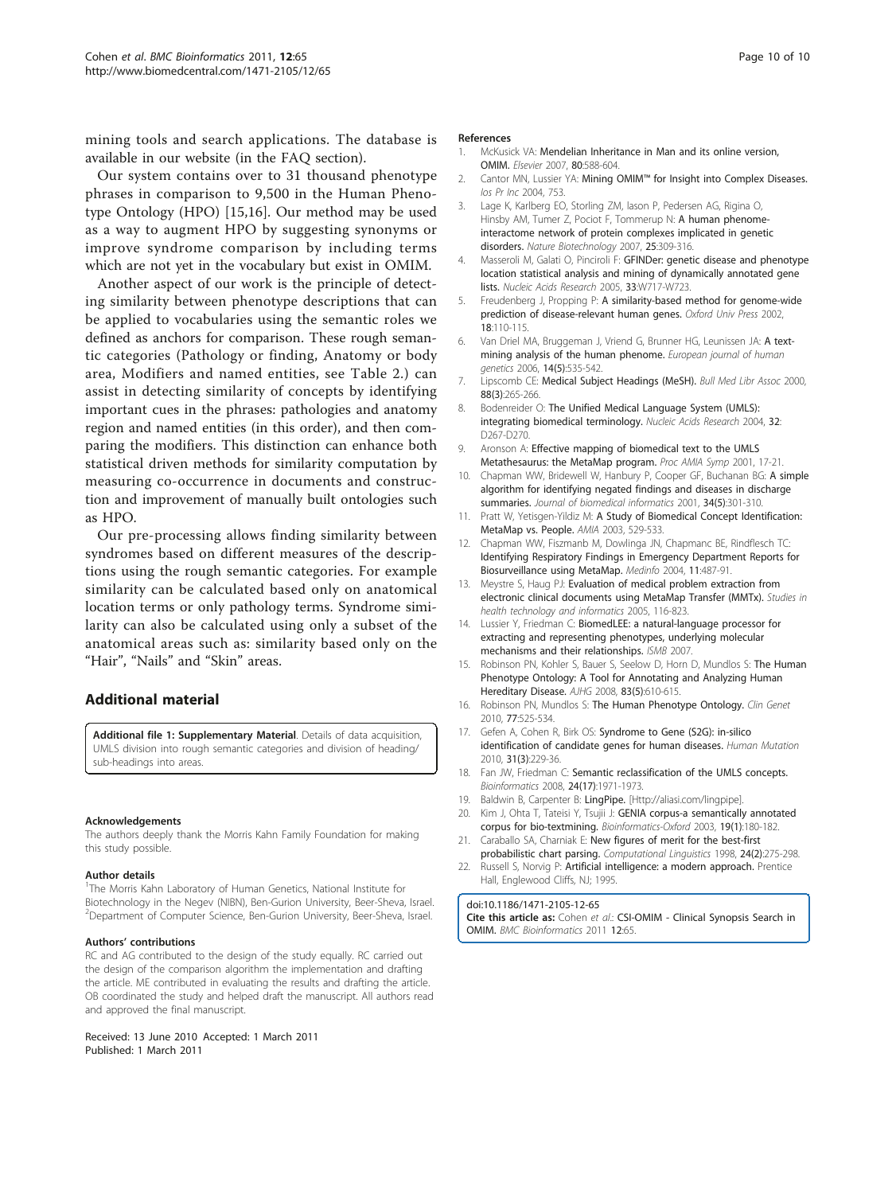mining tools and search applications. The database is available in our website (in the FAQ section).

Our system contains over to 31 thousand phenotype phrases in comparison to 9,500 in the Human Phenotype Ontology (HPO) [15,16]. Our method may be used as a way to augment HPO by suggesting synonyms or improve syndrome comparison by including terms which are not yet in the vocabulary but exist in OMIM.

Another aspect of our work is the principle of detecting similarity between phenotype descriptions that can be applied to vocabularies using the semantic roles we defined as anchors for comparison. These rough semantic categories (Pathology or finding, Anatomy or body area, Modifiers and named entities, see Table 2.) can assist in detecting similarity of concepts by identifying important cues in the phrases: pathologies and anatomy region and named entities (in this order), and then comparing the modifiers. This distinction can enhance both statistical driven methods for similarity computation by measuring co-occurrence in documents and construction and improvement of manually built ontologies such as HPO.

Our pre-processing allows finding similarity between syndromes based on different measures of the descriptions using the rough semantic categories. For example similarity can be calculated based only on anatomical location terms or only pathology terms. Syndrome similarity can also be calculated using only a subset of the anatomical areas such as: similarity based only on the "Hair", "Nails" and "Skin" areas.

## Additional material

**Additional file 1: Supplementary Material**. Details of data acquisition, UMLS division into rough semantic categories and division of heading/sub-headings into areas.

#### Acknowledgements

The authors deeply thank the Morris Kahn Family Foundation for making this study possible.

#### Author details

[1]The Morris Kahn Laboratory of Human Genetics, National Institute for Biotechnology in the Negev (NIBN), Ben-Gurion University, Beer-Sheva, Israel. [2]Department of Computer Science, Ben-Gurion University, Beer-Sheva, Israel.

#### Authors' contributions

RC and AG contributed to the design of the study equally. RC carried out the design of the comparison algorithm the implementation and drafting the article. ME contributed in evaluating the results and drafting the article. OB coordinated the study and helped draft the manuscript. All authors read and approved the final manuscript.

Received: 13 June 2010 Accepted: 1 March 2011
Published: 1 March 2011

#### References

1. McKusick VA: **Mendelian Inheritance in Man and its online version, OMIM.** *Elsevier* 2007, **80**:588-604.
2. Cantor MN, Lussier YA: **Mining OMIM™ for Insight into Complex Diseases.** *Ios Pr Inc* 2004, 753.
3. Lage K, Karlberg EO, Storling ZM, Iason P, Pedersen AG, Rigina O, Hinsby AM, Tumer Z, Pociot F, Tommerup N: **A human phenome-interactome network of protein complexes implicated in genetic disorders.** *Nature Biotechnology* 2007, **25**:309-316.
4. Masseroli M, Galati O, Pinciroli F: **GFINDer: genetic disease and phenotype location statistical analysis and mining of dynamically annotated gene lists.** *Nucleic Acids Research* 2005, **33**:W717-W723.
5. Freudenberg J, Propping P: **A similarity-based method for genome-wide prediction of disease-relevant human genes.** *Oxford Univ Press* 2002, **18**:110-115.
6. Van Driel MA, Bruggeman J, Vriend G, Brunner HG, Leunissen JA: **A text-mining analysis of the human phenome.** *European journal of human genetics* 2006, **14(5)**:535-542.
7. Lipscomb CE: **Medical Subject Headings (MeSH).** *Bull Med Libr Assoc* 2000, **88(3)**:265-266.
8. Bodenreider O: **The Unified Medical Language System (UMLS): integrating biomedical terminology.** *Nucleic Acids Research* 2004, **32**: D267-D270.
9. Aronson A: **Effective mapping of biomedical text to the UMLS Metathesaurus: the MetaMap program.** *Proc AMIA Symp* 2001, 17-21.
10. Chapman WW, Bridewell W, Hanbury P, Cooper GF, Buchanan BG: **A simple algorithm for identifying negated findings and diseases in discharge summaries.** *Journal of biomedical informatics* 2001, **34(5)**:301-310.
11. Pratt W, Yetisgen-Yildiz M: **A Study of Biomedical Concept Identification: MetaMap vs. People.** *AMIA* 2003, 529-533.
12. Chapman WW, Fiszmanb M, Dowlinga JN, Chapmanc BE, Rindflesch TC: **Identifying Respiratory Findings in Emergency Department Reports for Biosurveillance using MetaMap.** *Medinfo* 2004, **11**:487-91.
13. Meystre S, Haug PJ: **Evaluation of medical problem extraction from electronic clinical documents using MetaMap Transfer (MMTx).** *Studies in health technology and informatics* 2005, 116-823.
14. Lussier Y, Friedman C: **BiomedLEE: a natural-language processor for extracting and representing phenotypes, underlying molecular mechanisms and their relationships.** *ISMB* 2007.
15. Robinson PN, Kohler S, Bauer S, Seelow D, Horn D, Mundlos S: **The Human Phenotype Ontology: A Tool for Annotating and Analyzing Human Hereditary Disease.** *AJHG* 2008, **83(5)**:610-615.
16. Robinson PN, Mundlos S: **The Human Phenotype Ontology.** *Clin Genet* 2010, **77**:525-534.
17. Gefen A, Cohen R, Birk OS: **Syndrome to Gene (S2G): in-silico identification of candidate genes for human diseases.** *Human Mutation* 2010, **31(3)**:229-36.
18. Fan JW, Friedman C: **Semantic reclassification of the UMLS concepts.** *Bioinformatics* 2008, **24(17)**:1971-1973.
19. Baldwin B, Carpenter B: **LingPipe.** [Http://aliasi.com/lingpipe].
20. Kim J, Ohta T, Tateisi Y, Tsujii J: **GENIA corpus-a semantically annotated corpus for bio-textmining.** *Bioinformatics-Oxford* 2003, **19(1)**:180-182.
21. Caraballo SA, Charniak E: **New figures of merit for the best-first probabilistic chart parsing.** *Computational Linguistics* 1998, **24(2)**:275-298.
22. Russell S, Norvig P: **Artificial intelligence: a modern approach.** Prentice Hall, Englewood Cliffs, NJ; 1995.

doi:10.1186/1471-2105-12-65
**Cite this article as:** Cohen *et al.*: **CSI-OMIM - Clinical Synopsis Search in OMIM.** *BMC Bioinformatics* 2011 **12**:65.